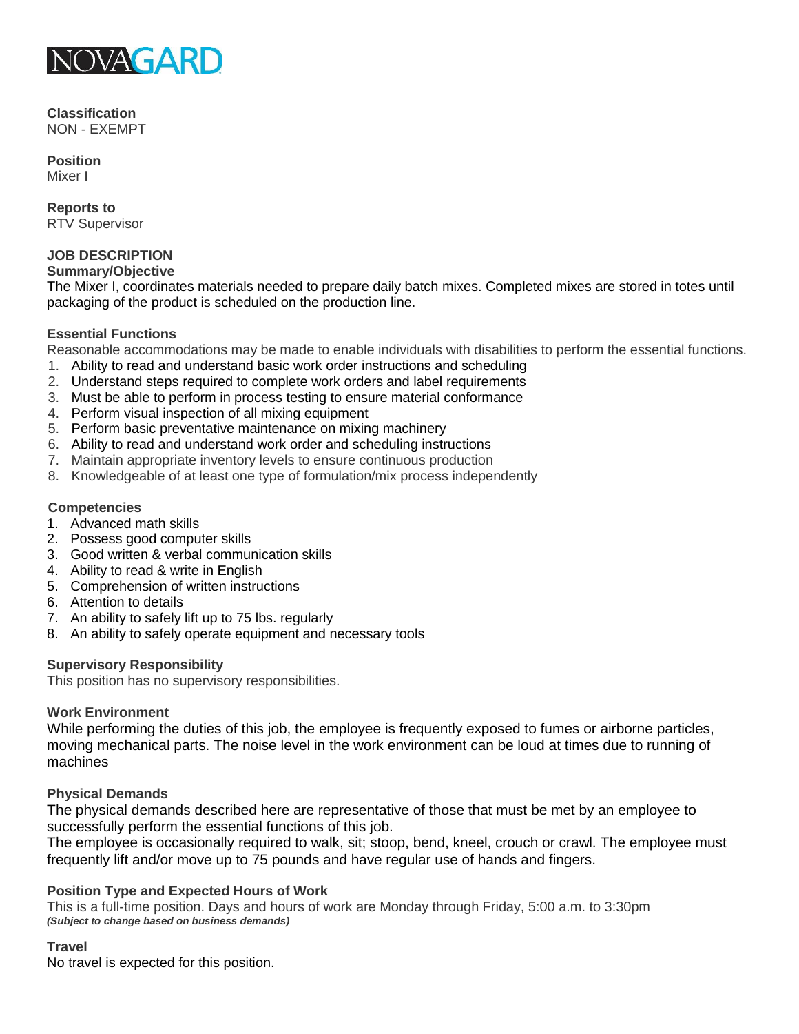NOVAGARD

**Classification**
NON - EXEMPT

**Position**
Mixer I

**Reports to**
RTV Supervisor

## JOB DESCRIPTION

### Summary/Objective

The Mixer I, coordinates materials needed to prepare daily batch mixes. Completed mixes are stored in totes until packaging of the product is scheduled on the production line.

### Essential Functions

Reasonable accommodations may be made to enable individuals with disabilities to perform the essential functions.

1. Ability to read and understand basic work order instructions and scheduling
2. Understand steps required to complete work orders and label requirements
3. Must be able to perform in process testing to ensure material conformance
4. Perform visual inspection of all mixing equipment
5. Perform basic preventative maintenance on mixing machinery
6. Ability to read and understand work order and scheduling instructions
7. Maintain appropriate inventory levels to ensure continuous production
8. Knowledgeable of at least one type of formulation/mix process independently

### Competencies

1. Advanced math skills
2. Possess good computer skills
3. Good written & verbal communication skills
4. Ability to read & write in English
5. Comprehension of written instructions
6. Attention to details
7. An ability to safely lift up to 75 lbs. regularly
8. An ability to safely operate equipment and necessary tools

### Supervisory Responsibility

This position has no supervisory responsibilities.

### Work Environment

While performing the duties of this job, the employee is frequently exposed to fumes or airborne particles, moving mechanical parts. The noise level in the work environment can be loud at times due to running of machines

### Physical Demands

The physical demands described here are representative of those that must be met by an employee to successfully perform the essential functions of this job.

The employee is occasionally required to walk, sit; stoop, bend, kneel, crouch or crawl. The employee must frequently lift and/or move up to 75 pounds and have regular use of hands and fingers.

### Position Type and Expected Hours of Work

This is a full-time position. Days and hours of work are Monday through Friday, 5:00 a.m. to 3:30pm
***(Subject to change based on business demands)***

### Travel

No travel is expected for this position.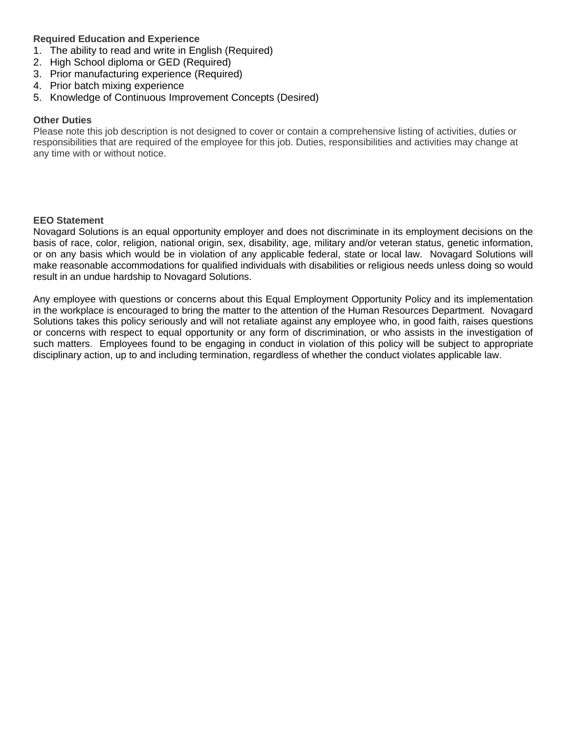**Required Education and Experience**

1. The ability to read and write in English (Required)
2. High School diploma or GED (Required)
3. Prior manufacturing experience (Required)
4. Prior batch mixing experience
5. Knowledge of Continuous Improvement Concepts (Desired)

**Other Duties**

Please note this job description is not designed to cover or contain a comprehensive listing of activities, duties or responsibilities that are required of the employee for this job. Duties, responsibilities and activities may change at any time with or without notice.

**EEO Statement**

Novagard Solutions is an equal opportunity employer and does not discriminate in its employment decisions on the basis of race, color, religion, national origin, sex, disability, age, military and/or veteran status, genetic information, or on any basis which would be in violation of any applicable federal, state or local law. Novagard Solutions will make reasonable accommodations for qualified individuals with disabilities or religious needs unless doing so would result in an undue hardship to Novagard Solutions.

Any employee with questions or concerns about this Equal Employment Opportunity Policy and its implementation in the workplace is encouraged to bring the matter to the attention of the Human Resources Department. Novagard Solutions takes this policy seriously and will not retaliate against any employee who, in good faith, raises questions or concerns with respect to equal opportunity or any form of discrimination, or who assists in the investigation of such matters. Employees found to be engaging in conduct in violation of this policy will be subject to appropriate disciplinary action, up to and including termination, regardless of whether the conduct violates applicable law.